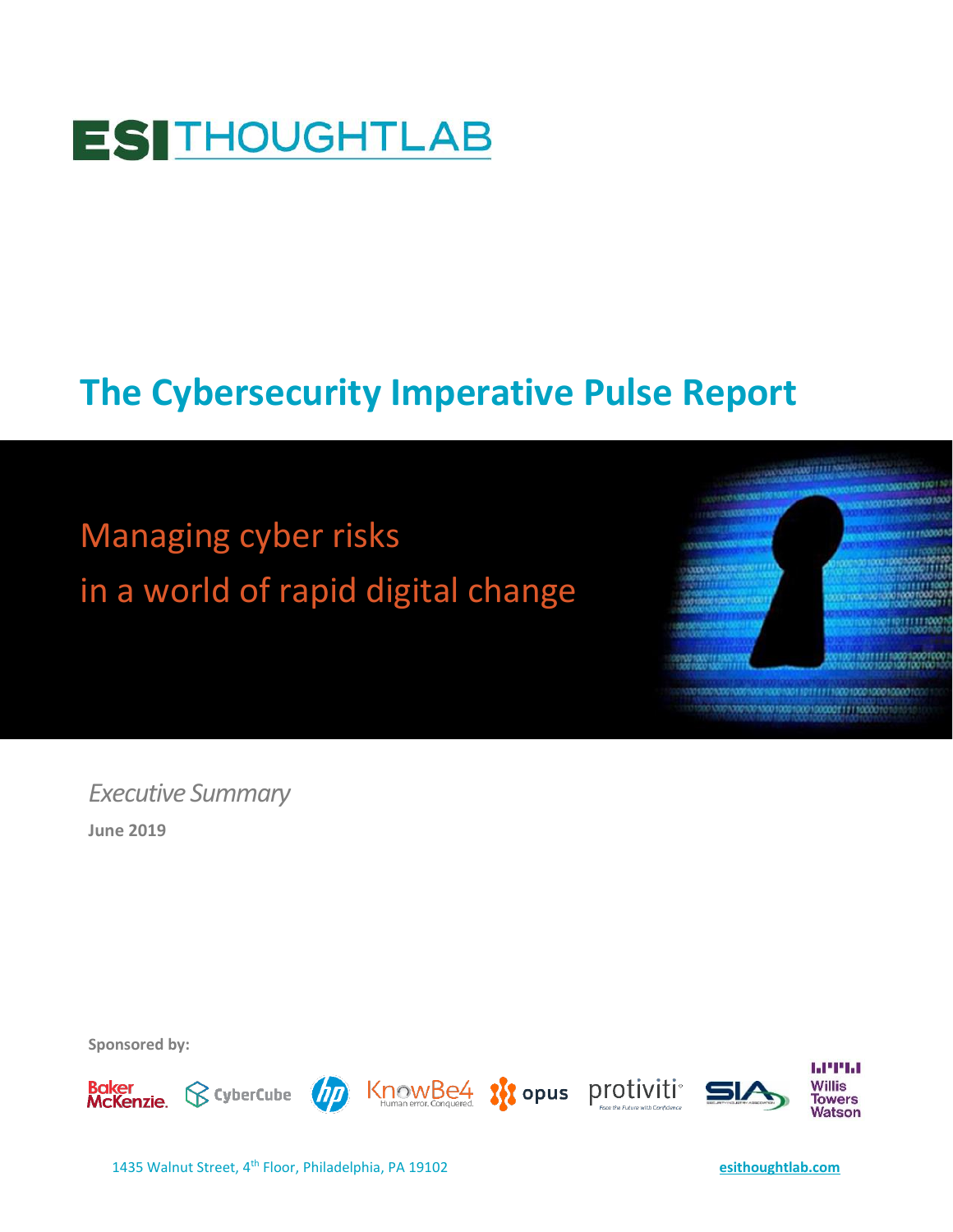ESI THOUGHTLAB

# The Cybersecurity Imperative Pulse Report

## Managing cyber risks in a world of rapid digital change

*Executive Summary*

**June 2019**

**Sponsored by:**

Baker McKenzie. CyberCube hp KnowBe4 Human error. Conquered. opus protiviti Face the Future with Confidence SIA Willis Towers Watson

1435 Walnut Street, 4th Floor, Philadelphia, PA 19102

esithoughtlab.com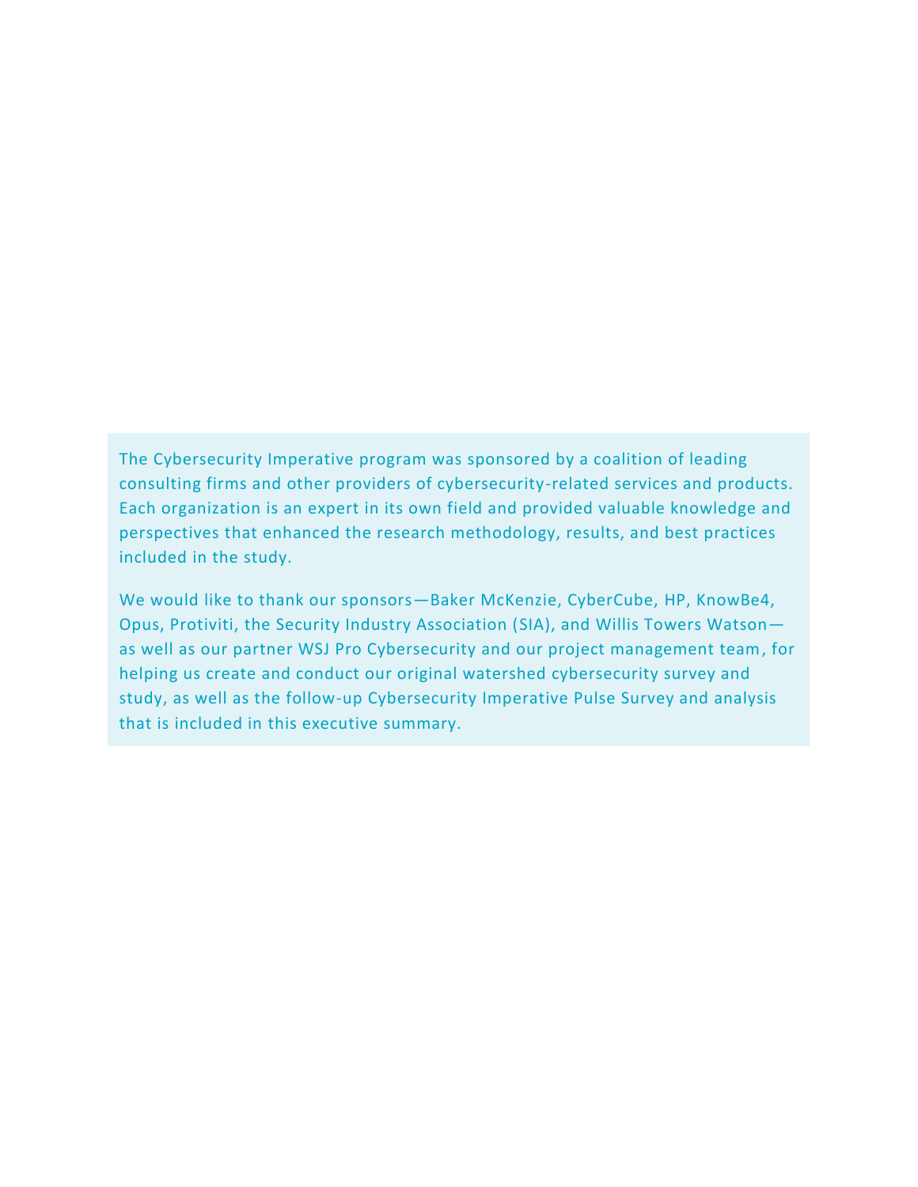The Cybersecurity Imperative program was sponsored by a coalition of leading consulting firms and other providers of cybersecurity-related services and products. Each organization is an expert in its own field and provided valuable knowledge and perspectives that enhanced the research methodology, results, and best practices included in the study.

We would like to thank our sponsors—Baker McKenzie, CyberCube, HP, KnowBe4, Opus, Protiviti, the Security Industry Association (SIA), and Willis Towers Watson—as well as our partner WSJ Pro Cybersecurity and our project management team, for helping us create and conduct our original watershed cybersecurity survey and study, as well as the follow-up Cybersecurity Imperative Pulse Survey and analysis that is included in this executive summary.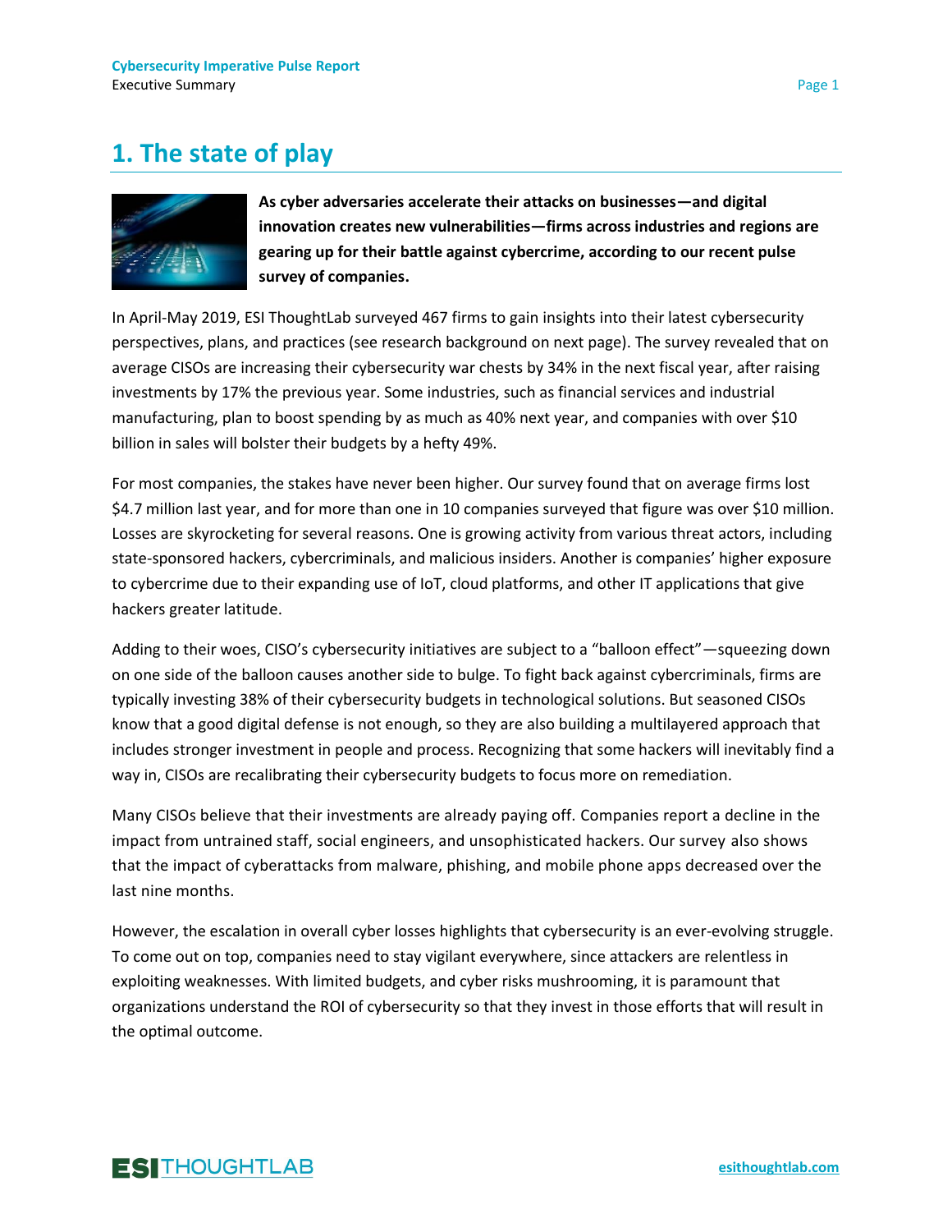# 1. The state of play

**As cyber adversaries accelerate their attacks on businesses—and digital innovation creates new vulnerabilities—firms across industries and regions are gearing up for their battle against cybercrime, according to our recent pulse survey of companies.**

In April-May 2019, ESI ThoughtLab surveyed 467 firms to gain insights into their latest cybersecurity perspectives, plans, and practices (see research background on next page). The survey revealed that on average CISOs are increasing their cybersecurity war chests by 34% in the next fiscal year, after raising investments by 17% the previous year. Some industries, such as financial services and industrial manufacturing, plan to boost spending by as much as 40% next year, and companies with over $10 billion in sales will bolster their budgets by a hefty 49%.

For most companies, the stakes have never been higher. Our survey found that on average firms lost $4.7 million last year, and for more than one in 10 companies surveyed that figure was over $10 million. Losses are skyrocketing for several reasons. One is growing activity from various threat actors, including state-sponsored hackers, cybercriminals, and malicious insiders. Another is companies' higher exposure to cybercrime due to their expanding use of IoT, cloud platforms, and other IT applications that give hackers greater latitude.

Adding to their woes, CISO's cybersecurity initiatives are subject to a "balloon effect"—squeezing down on one side of the balloon causes another side to bulge. To fight back against cybercriminals, firms are typically investing 38% of their cybersecurity budgets in technological solutions. But seasoned CISOs know that a good digital defense is not enough, so they are also building a multilayered approach that includes stronger investment in people and process. Recognizing that some hackers will inevitably find a way in, CISOs are recalibrating their cybersecurity budgets to focus more on remediation.

Many CISOs believe that their investments are already paying off. Companies report a decline in the impact from untrained staff, social engineers, and unsophisticated hackers. Our survey also shows that the impact of cyberattacks from malware, phishing, and mobile phone apps decreased over the last nine months.

However, the escalation in overall cyber losses highlights that cybersecurity is an ever-evolving struggle. To come out on top, companies need to stay vigilant everywhere, since attackers are relentless in exploiting weaknesses. With limited budgets, and cyber risks mushrooming, it is paramount that organizations understand the ROI of cybersecurity so that they invest in those efforts that will result in the optimal outcome.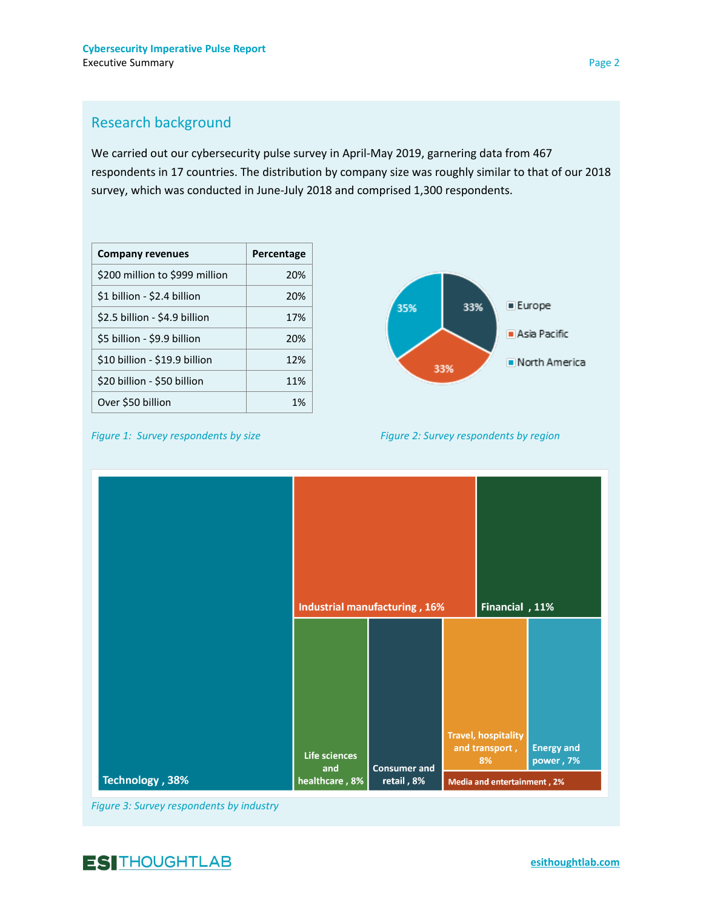## Research background

We carried out our cybersecurity pulse survey in April-May 2019, garnering data from 467 respondents in 17 countries. The distribution by company size was roughly similar to that of our 2018 survey, which was conducted in June-July 2018 and comprised 1,300 respondents.

| Company revenues | Percentage |
|---|---|
| $200 million to $999 million | 20% |
| $1 billion - $2.4 billion | 20% |
| $2.5 billion - $4.9 billion | 17% |
| $5 billion - $9.9 billion | 20% |
| $10 billion - $19.9 billion | 12% |
| $20 billion - $50 billion | 11% |
| Over $50 billion | 1% |

*Figure 1: Survey respondents by size*

Europe 33%, Asia Pacific 33%, North America 35%

*Figure 2: Survey respondents by region*

Technology, 38%; Industrial manufacturing, 16%; Financial, 11%; Life sciences and healthcare, 8%; Consumer and retail, 8%; Travel, hospitality and transport, 8%; Energy and power, 7%; Media and entertainment, 2%

*Figure 3: Survey respondents by industry*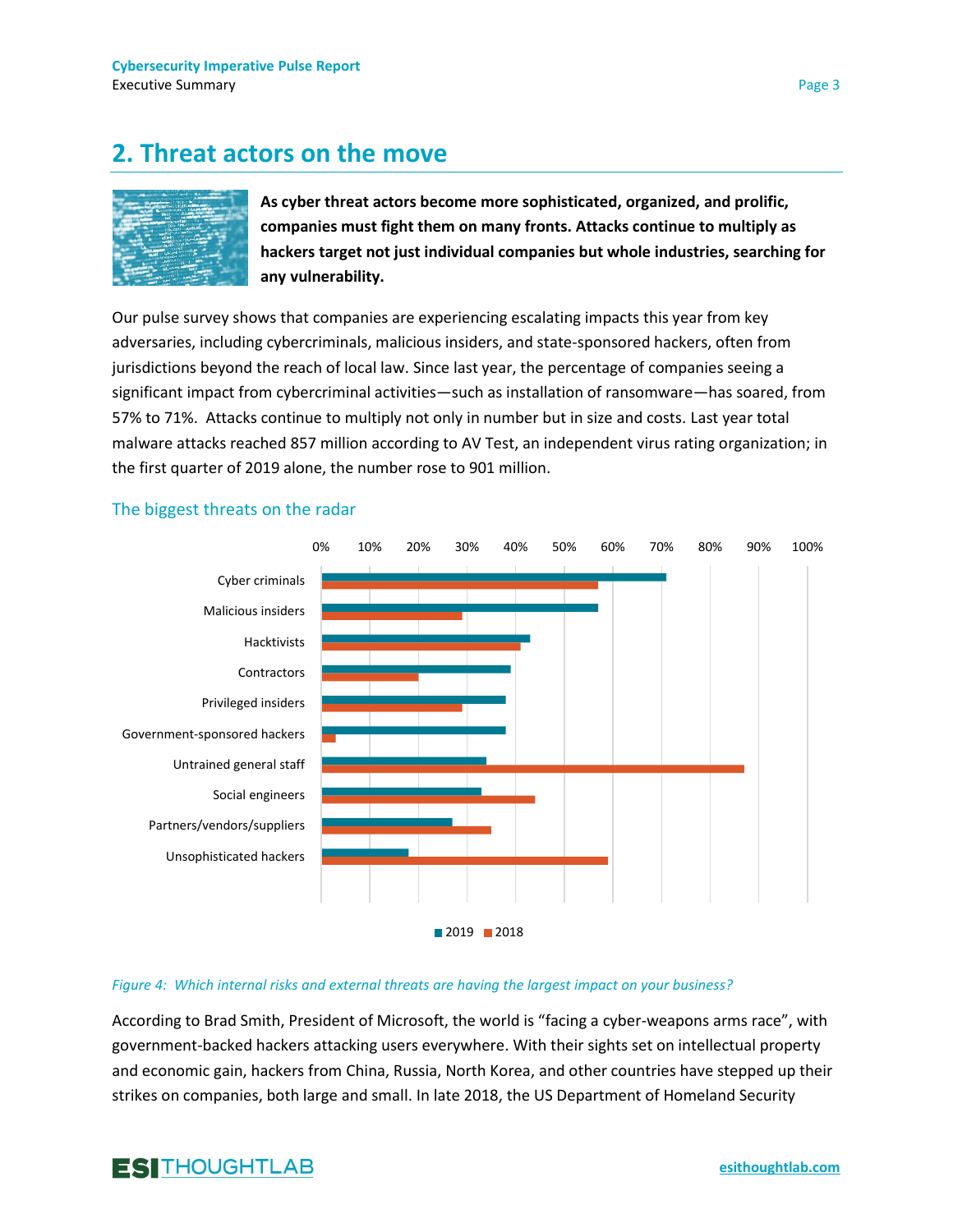## 2. Threat actors on the move

**As cyber threat actors become more sophisticated, organized, and prolific, companies must fight them on many fronts. Attacks continue to multiply as hackers target not just individual companies but whole industries, searching for any vulnerability.**

Our pulse survey shows that companies are experiencing escalating impacts this year from key adversaries, including cybercriminals, malicious insiders, and state-sponsored hackers, often from jurisdictions beyond the reach of local law. Since last year, the percentage of companies seeing a significant impact from cybercriminal activities—such as installation of ransomware—has soared, from 57% to 71%. Attacks continue to multiply not only in number but in size and costs. Last year total malware attacks reached 857 million according to AV Test, an independent virus rating organization; in the first quarter of 2019 alone, the number rose to 901 million.

### The biggest threats on the radar

| Threat | 2019 | 2018 |
|---|---|---|
| Cyber criminals | 71% | 57% |
| Malicious insiders | 57% | 29% |
| Hacktivists | 43% | 41% |
| Contractors | 39% | 20% |
| Privileged insiders | 38% | 29% |
| Government-sponsored hackers | 38% | 3% |
| Untrained general staff | 34% | 87% |
| Social engineers | 33% | 44% |
| Partners/vendors/suppliers | 27% | 35% |
| Unsophisticated hackers | 18% | 59% |

*Figure 4: Which internal risks and external threats are having the largest impact on your business?*

According to Brad Smith, President of Microsoft, the world is "facing a cyber-weapons arms race", with government-backed hackers attacking users everywhere. With their sights set on intellectual property and economic gain, hackers from China, Russia, North Korea, and other countries have stepped up their strikes on companies, both large and small. In late 2018, the US Department of Homeland Security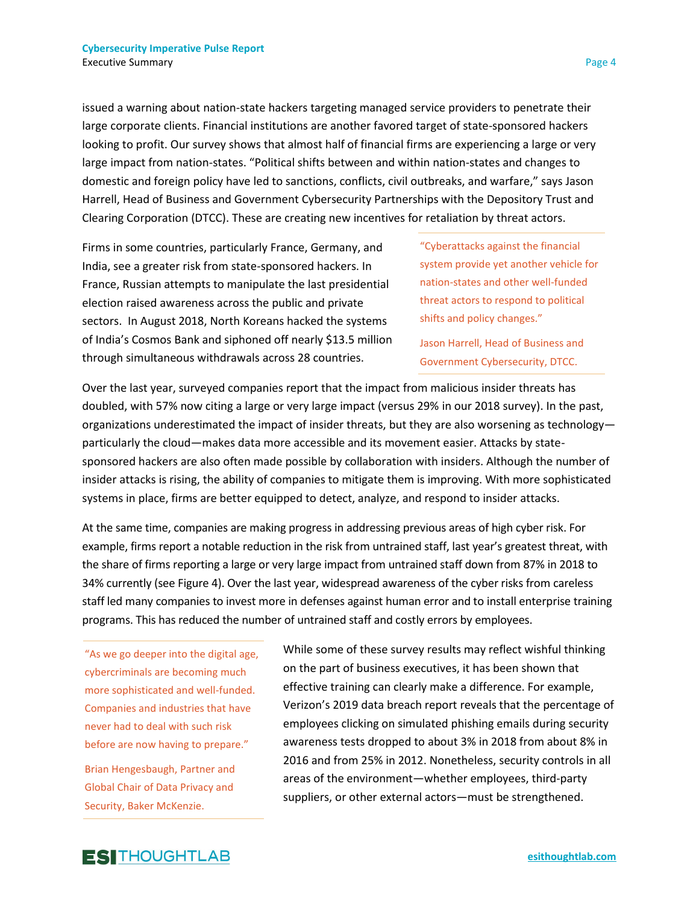issued a warning about nation-state hackers targeting managed service providers to penetrate their large corporate clients. Financial institutions are another favored target of state-sponsored hackers looking to profit. Our survey shows that almost half of financial firms are experiencing a large or very large impact from nation-states. "Political shifts between and within nation-states and changes to domestic and foreign policy have led to sanctions, conflicts, civil outbreaks, and warfare," says Jason Harrell, Head of Business and Government Cybersecurity Partnerships with the Depository Trust and Clearing Corporation (DTCC). These are creating new incentives for retaliation by threat actors.

Firms in some countries, particularly France, Germany, and India, see a greater risk from state-sponsored hackers. In France, Russian attempts to manipulate the last presidential election raised awareness across the public and private sectors. In August 2018, North Koreans hacked the systems of India's Cosmos Bank and siphoned off nearly $13.5 million through simultaneous withdrawals across 28 countries.

> "Cyberattacks against the financial system provide yet another vehicle for nation-states and other well-funded threat actors to respond to political shifts and policy changes."
>
> Jason Harrell, Head of Business and Government Cybersecurity, DTCC.

Over the last year, surveyed companies report that the impact from malicious insider threats has doubled, with 57% now citing a large or very large impact (versus 29% in our 2018 survey). In the past, organizations underestimated the impact of insider threats, but they are also worsening as technology—particularly the cloud—makes data more accessible and its movement easier. Attacks by state-sponsored hackers are also often made possible by collaboration with insiders. Although the number of insider attacks is rising, the ability of companies to mitigate them is improving. With more sophisticated systems in place, firms are better equipped to detect, analyze, and respond to insider attacks.

At the same time, companies are making progress in addressing previous areas of high cyber risk. For example, firms report a notable reduction in the risk from untrained staff, last year's greatest threat, with the share of firms reporting a large or very large impact from untrained staff down from 87% in 2018 to 34% currently (see Figure 4). Over the last year, widespread awareness of the cyber risks from careless staff led many companies to invest more in defenses against human error and to install enterprise training programs. This has reduced the number of untrained staff and costly errors by employees.

> "As we go deeper into the digital age, cybercriminals are becoming much more sophisticated and well-funded. Companies and industries that have never had to deal with such risk before are now having to prepare."
>
> Brian Hengesbaugh, Partner and Global Chair of Data Privacy and Security, Baker McKenzie.

While some of these survey results may reflect wishful thinking on the part of business executives, it has been shown that effective training can clearly make a difference. For example, Verizon's 2019 data breach report reveals that the percentage of employees clicking on simulated phishing emails during security awareness tests dropped to about 3% in 2018 from about 8% in 2016 and from 25% in 2012. Nonetheless, security controls in all areas of the environment—whether employees, third-party suppliers, or other external actors—must be strengthened.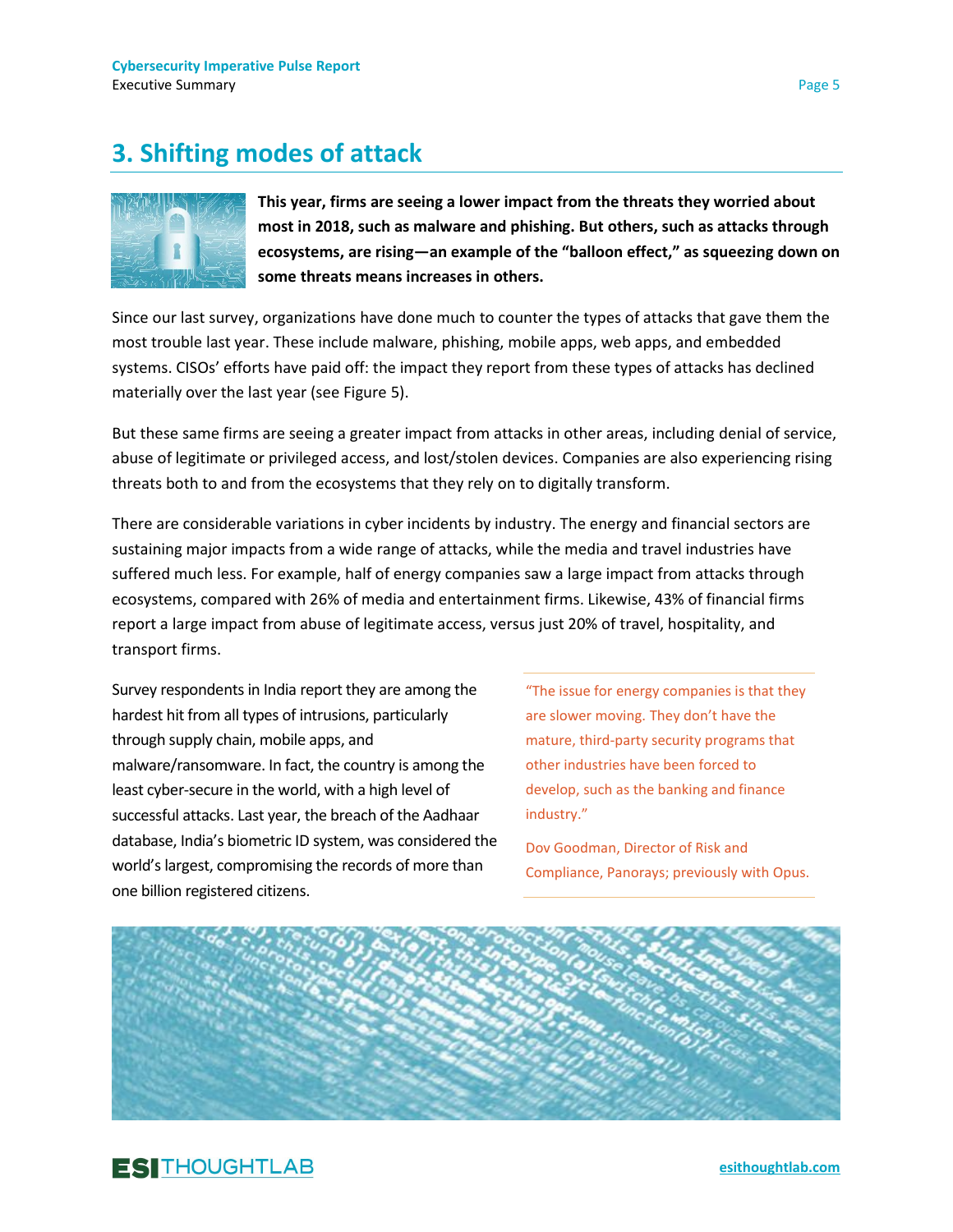## 3. Shifting modes of attack

**This year, firms are seeing a lower impact from the threats they worried about most in 2018, such as malware and phishing. But others, such as attacks through ecosystems, are rising—an example of the "balloon effect," as squeezing down on some threats means increases in others.**

Since our last survey, organizations have done much to counter the types of attacks that gave them the most trouble last year. These include malware, phishing, mobile apps, web apps, and embedded systems. CISOs' efforts have paid off: the impact they report from these types of attacks has declined materially over the last year (see Figure 5).

But these same firms are seeing a greater impact from attacks in other areas, including denial of service, abuse of legitimate or privileged access, and lost/stolen devices. Companies are also experiencing rising threats both to and from the ecosystems that they rely on to digitally transform.

There are considerable variations in cyber incidents by industry. The energy and financial sectors are sustaining major impacts from a wide range of attacks, while the media and travel industries have suffered much less. For example, half of energy companies saw a large impact from attacks through ecosystems, compared with 26% of media and entertainment firms. Likewise, 43% of financial firms report a large impact from abuse of legitimate access, versus just 20% of travel, hospitality, and transport firms.

Survey respondents in India report they are among the hardest hit from all types of intrusions, particularly through supply chain, mobile apps, and malware/ransomware. In fact, the country is among the least cyber-secure in the world, with a high level of successful attacks. Last year, the breach of the Aadhaar database, India's biometric ID system, was considered the world's largest, compromising the records of more than one billion registered citizens.

> "The issue for energy companies is that they are slower moving. They don't have the mature, third-party security programs that other industries have been forced to develop, such as the banking and finance industry."
>
> Dov Goodman, Director of Risk and Compliance, Panorays; previously with Opus.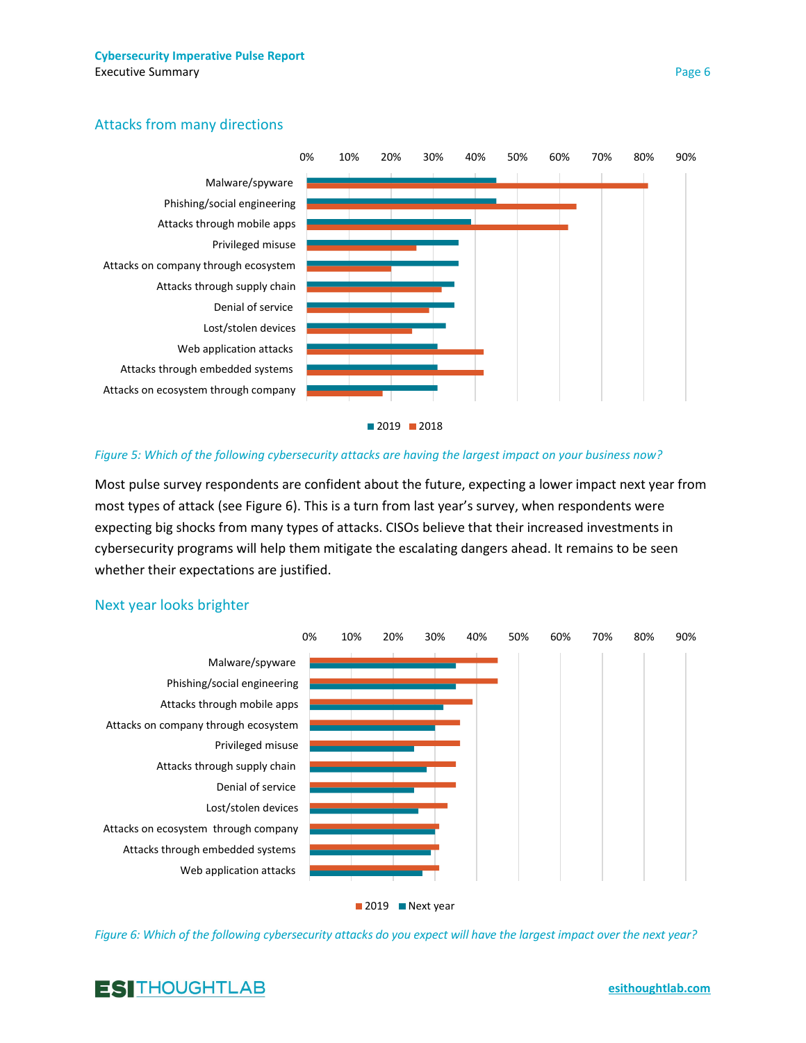## Attacks from many directions

Figure 5: Which of the following cybersecurity attacks are having the largest impact on your business now?

| Attack type | 2019 | 2018 |
|---|---|---|
| Malware/spyware | 45% | 81% |
| Phishing/social engineering | 45% | 64% |
| Attacks through mobile apps | 39% | 62% |
| Privileged misuse | 36% | 26% |
| Attacks on company through ecosystem | 36% | 20% |
| Attacks through supply chain | 35% | 32% |
| Denial of service | 35% | 29% |
| Lost/stolen devices | 33% | 25% |
| Web application attacks | 31% | 42% |
| Attacks through embedded systems | 31% | 42% |
| Attacks on ecosystem through company | 31% | 18% |

*Figure 5: Which of the following cybersecurity attacks are having the largest impact on your business now?*

Most pulse survey respondents are confident about the future, expecting a lower impact next year from most types of attack (see Figure 6). This is a turn from last year's survey, when respondents were expecting big shocks from many types of attacks. CISOs believe that their increased investments in cybersecurity programs will help them mitigate the escalating dangers ahead. It remains to be seen whether their expectations are justified.

## Next year looks brighter

| Attack type | 2019 | Next year |
|---|---|---|
| Malware/spyware | 45% | 35% |
| Phishing/social engineering | 45% | 35% |
| Attacks through mobile apps | 39% | 32% |
| Attacks on company through ecosystem | 36% | 30% |
| Privileged misuse | 36% | 25% |
| Attacks through supply chain | 35% | 28% |
| Denial of service | 35% | 25% |
| Lost/stolen devices | 33% | 26% |
| Attacks on ecosystem through company | 31% | 30% |
| Attacks through embedded systems | 31% | 29% |
| Web application attacks | 31% | 27% |

*Figure 6: Which of the following cybersecurity attacks do you expect will have the largest impact over the next year?*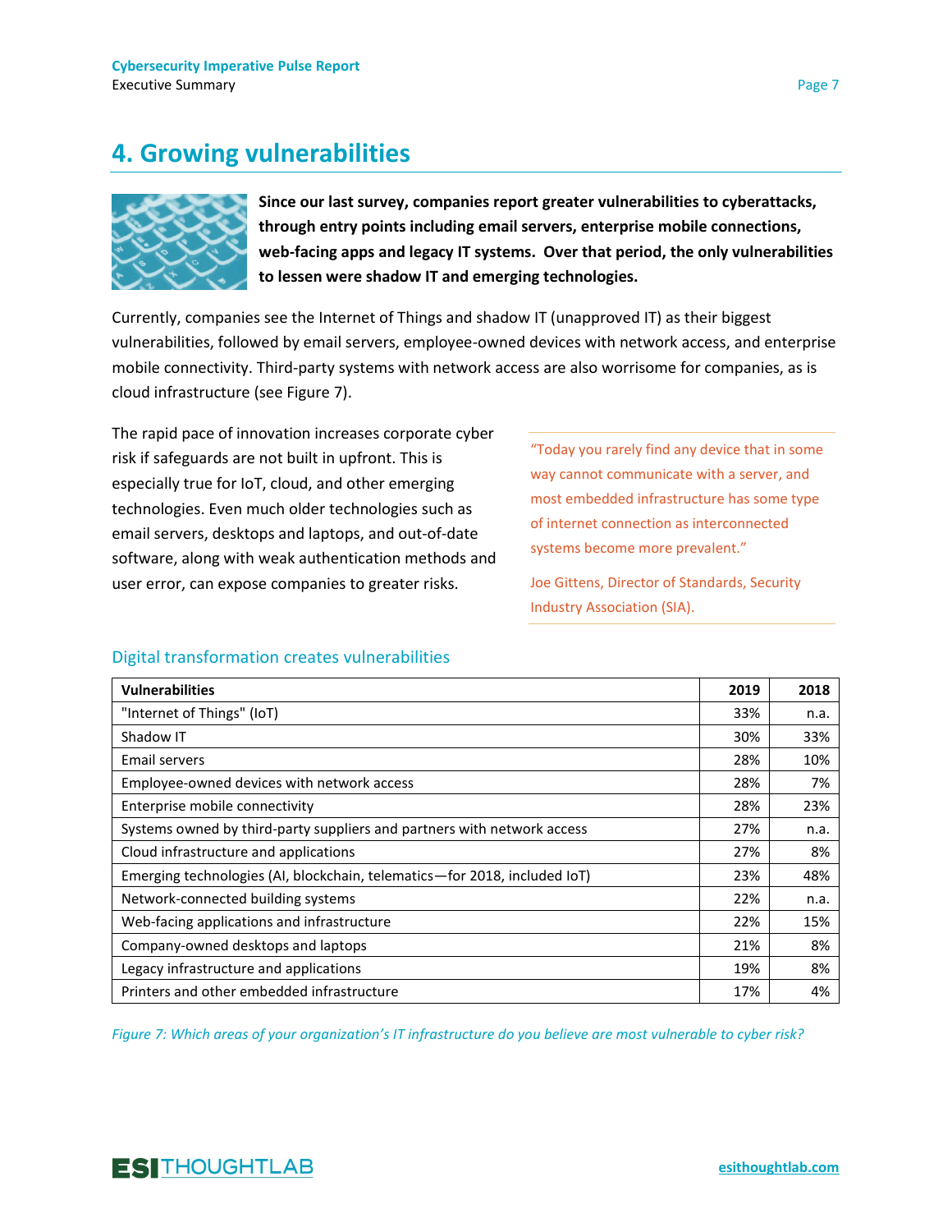## 4. Growing vulnerabilities

**Since our last survey, companies report greater vulnerabilities to cyberattacks, through entry points including email servers, enterprise mobile connections, web-facing apps and legacy IT systems. Over that period, the only vulnerabilities to lessen were shadow IT and emerging technologies.**

Currently, companies see the Internet of Things and shadow IT (unapproved IT) as their biggest vulnerabilities, followed by email servers, employee-owned devices with network access, and enterprise mobile connectivity. Third-party systems with network access are also worrisome for companies, as is cloud infrastructure (see Figure 7).

The rapid pace of innovation increases corporate cyber risk if safeguards are not built in upfront. This is especially true for IoT, cloud, and other emerging technologies. Even much older technologies such as email servers, desktops and laptops, and out-of-date software, along with weak authentication methods and user error, can expose companies to greater risks.

> "Today you rarely find any device that in some way cannot communicate with a server, and most embedded infrastructure has some type of internet connection as interconnected systems become more prevalent."
>
> Joe Gittens, Director of Standards, Security Industry Association (SIA).

### Digital transformation creates vulnerabilities

| Vulnerabilities | 2019 | 2018 |
|---|---|---|
| "Internet of Things" (IoT) | 33% | n.a. |
| Shadow IT | 30% | 33% |
| Email servers | 28% | 10% |
| Employee-owned devices with network access | 28% | 7% |
| Enterprise mobile connectivity | 28% | 23% |
| Systems owned by third-party suppliers and partners with network access | 27% | n.a. |
| Cloud infrastructure and applications | 27% | 8% |
| Emerging technologies (AI, blockchain, telematics—for 2018, included IoT) | 23% | 48% |
| Network-connected building systems | 22% | n.a. |
| Web-facing applications and infrastructure | 22% | 15% |
| Company-owned desktops and laptops | 21% | 8% |
| Legacy infrastructure and applications | 19% | 8% |
| Printers and other embedded infrastructure | 17% | 4% |

*Figure 7: Which areas of your organization's IT infrastructure do you believe are most vulnerable to cyber risk?*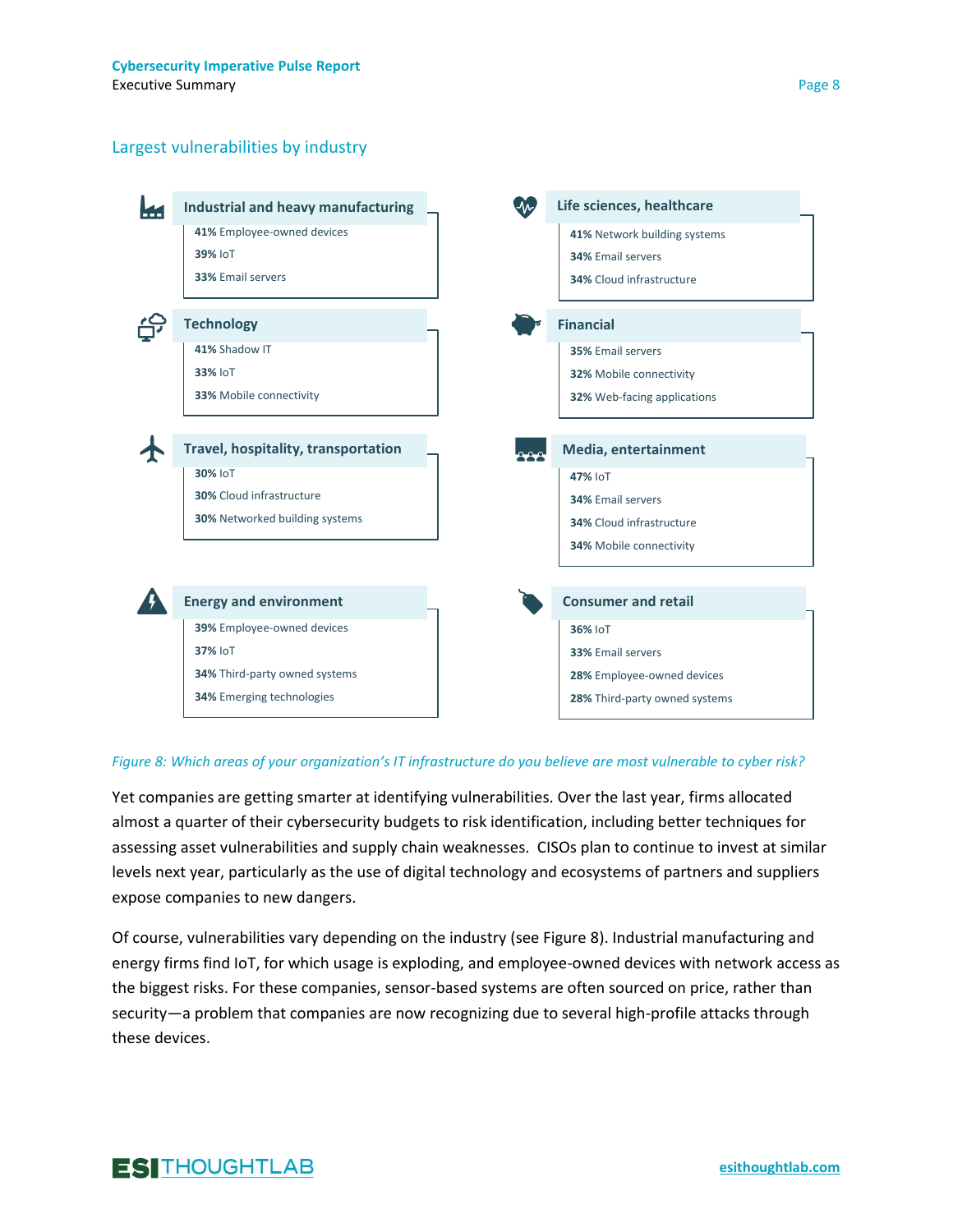## Largest vulnerabilities by industry

### Industrial and heavy manufacturing
- **41%** Employee-owned devices
- **39%** IoT
- **33%** Email servers

### Life sciences, healthcare
- **41%** Network building systems
- **34%** Email servers
- **34%** Cloud infrastructure

### Technology
- **41%** Shadow IT
- **33%** IoT
- **33%** Mobile connectivity

### Financial
- **35%** Email servers
- **32%** Mobile connectivity
- **32%** Web-facing applications

### Travel, hospitality, transportation
- **30%** IoT
- **30%** Cloud infrastructure
- **30%** Networked building systems

### Media, entertainment
- **47%** IoT
- **34%** Email servers
- **34%** Cloud infrastructure
- **34%** Mobile connectivity

### Energy and environment
- **39%** Employee-owned devices
- **37%** IoT
- **34%** Third-party owned systems
- **34%** Emerging technologies

### Consumer and retail
- **36%** IoT
- **33%** Email servers
- **28%** Employee-owned devices
- **28%** Third-party owned systems

*Figure 8: Which areas of your organization's IT infrastructure do you believe are most vulnerable to cyber risk?*

Yet companies are getting smarter at identifying vulnerabilities. Over the last year, firms allocated almost a quarter of their cybersecurity budgets to risk identification, including better techniques for assessing asset vulnerabilities and supply chain weaknesses. CISOs plan to continue to invest at similar levels next year, particularly as the use of digital technology and ecosystems of partners and suppliers expose companies to new dangers.

Of course, vulnerabilities vary depending on the industry (see Figure 8). Industrial manufacturing and energy firms find IoT, for which usage is exploding, and employee-owned devices with network access as the biggest risks. For these companies, sensor-based systems are often sourced on price, rather than security—a problem that companies are now recognizing due to several high-profile attacks through these devices.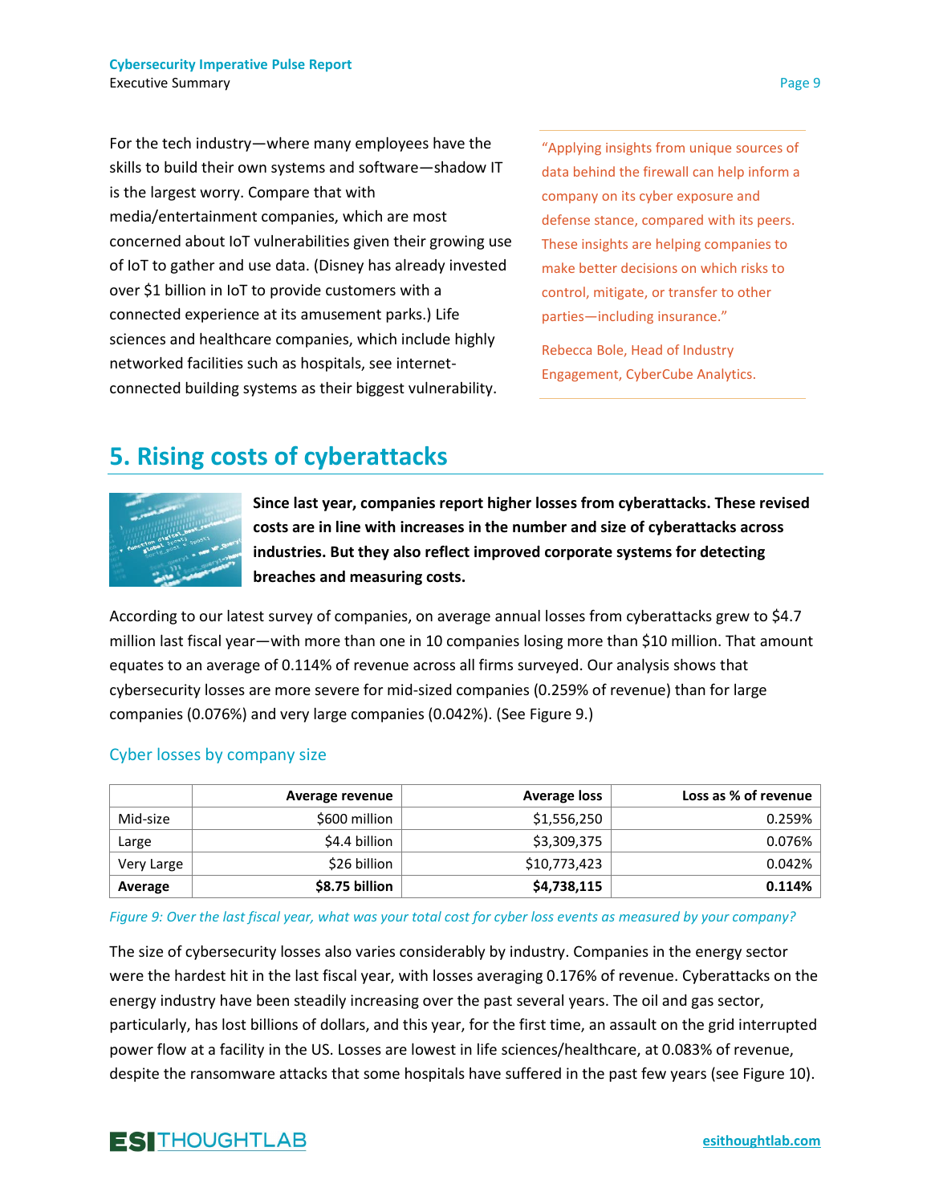For the tech industry—where many employees have the skills to build their own systems and software—shadow IT is the largest worry. Compare that with media/entertainment companies, which are most concerned about IoT vulnerabilities given their growing use of IoT to gather and use data. (Disney has already invested over $1 billion in IoT to provide customers with a connected experience at its amusement parks.) Life sciences and healthcare companies, which include highly networked facilities such as hospitals, see internet-connected building systems as their biggest vulnerability.

> "Applying insights from unique sources of data behind the firewall can help inform a company on its cyber exposure and defense stance, compared with its peers. These insights are helping companies to make better decisions on which risks to control, mitigate, or transfer to other parties—including insurance."
>
> Rebecca Bole, Head of Industry Engagement, CyberCube Analytics.

## 5. Rising costs of cyberattacks

**Since last year, companies report higher losses from cyberattacks. These revised costs are in line with increases in the number and size of cyberattacks across industries. But they also reflect improved corporate systems for detecting breaches and measuring costs.**

According to our latest survey of companies, on average annual losses from cyberattacks grew to $4.7 million last fiscal year—with more than one in 10 companies losing more than $10 million. That amount equates to an average of 0.114% of revenue across all firms surveyed. Our analysis shows that cybersecurity losses are more severe for mid-sized companies (0.259% of revenue) than for large companies (0.076%) and very large companies (0.042%). (See Figure 9.)

### Cyber losses by company size

| | Average revenue | Average loss | Loss as % of revenue |
|---|---:|---:|---:|
| Mid-size | $600 million | $1,556,250 | 0.259% |
| Large | $4.4 billion | $3,309,375 | 0.076% |
| Very Large | $26 billion | $10,773,423 | 0.042% |
| **Average** | **$8.75 billion** | **$4,738,115** | **0.114%** |

*Figure 9: Over the last fiscal year, what was your total cost for cyber loss events as measured by your company?*

The size of cybersecurity losses also varies considerably by industry. Companies in the energy sector were the hardest hit in the last fiscal year, with losses averaging 0.176% of revenue. Cyberattacks on the energy industry have been steadily increasing over the past several years. The oil and gas sector, particularly, has lost billions of dollars, and this year, for the first time, an assault on the grid interrupted power flow at a facility in the US. Losses are lowest in life sciences/healthcare, at 0.083% of revenue, despite the ransomware attacks that some hospitals have suffered in the past few years (see Figure 10).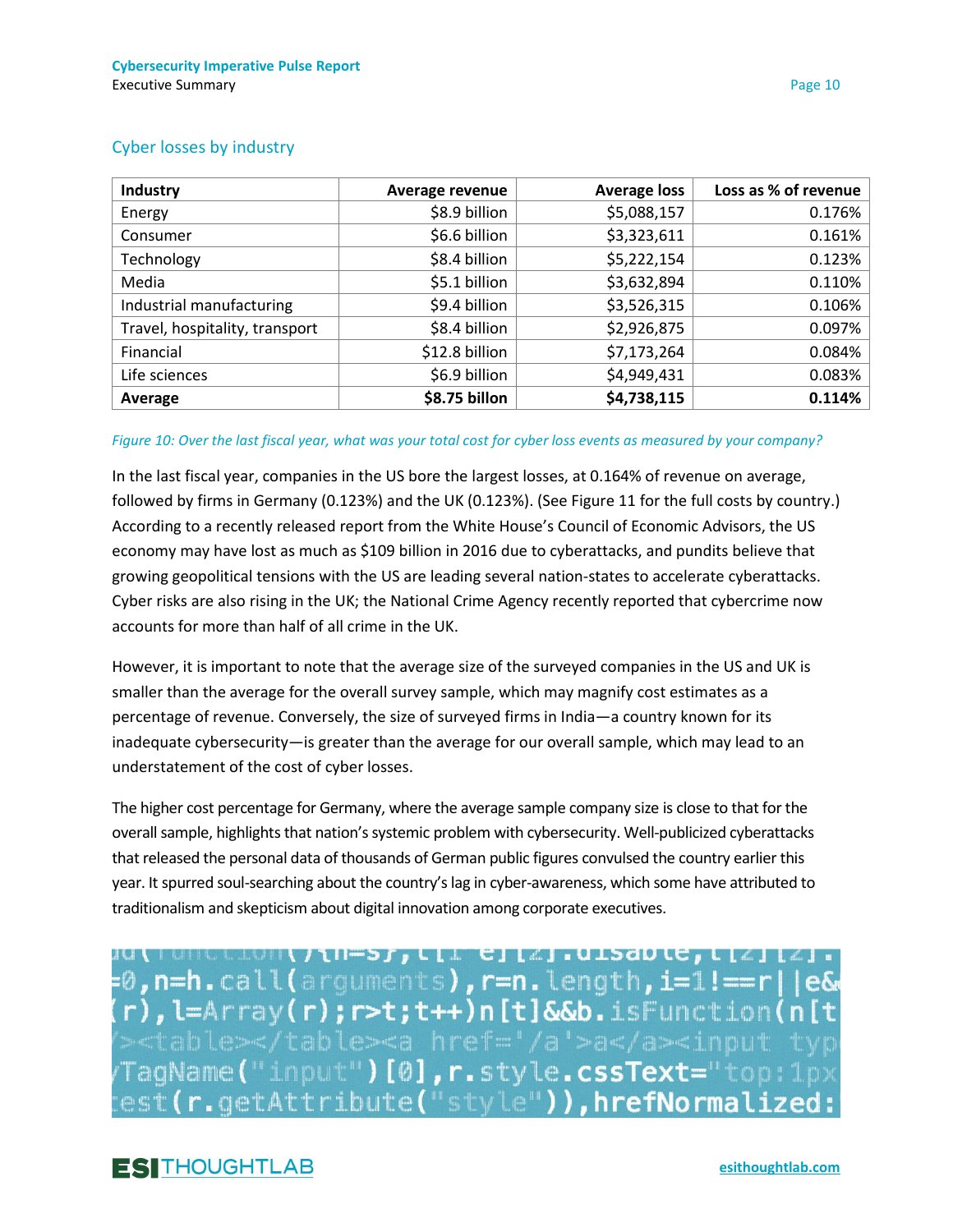## Cyber losses by industry

| Industry | Average revenue | Average loss | Loss as % of revenue |
|---|---|---|---|
| Energy | $8.9 billion | $5,088,157 | 0.176% |
| Consumer | $6.6 billion | $3,323,611 | 0.161% |
| Technology | $8.4 billion | $5,222,154 | 0.123% |
| Media | $5.1 billion | $3,632,894 | 0.110% |
| Industrial manufacturing | $9.4 billion | $3,526,315 | 0.106% |
| Travel, hospitality, transport | $8.4 billion | $2,926,875 | 0.097% |
| Financial | $12.8 billion | $7,173,264 | 0.084% |
| Life sciences | $6.9 billion | $4,949,431 | 0.083% |
| **Average** | **$8.75 billon** | **$4,738,115** | **0.114%** |

*Figure 10: Over the last fiscal year, what was your total cost for cyber loss events as measured by your company?*

In the last fiscal year, companies in the US bore the largest losses, at 0.164% of revenue on average, followed by firms in Germany (0.123%) and the UK (0.123%). (See Figure 11 for the full costs by country.) According to a recently released report from the White House's Council of Economic Advisors, the US economy may have lost as much as $109 billion in 2016 due to cyberattacks, and pundits believe that growing geopolitical tensions with the US are leading several nation-states to accelerate cyberattacks. Cyber risks are also rising in the UK; the National Crime Agency recently reported that cybercrime now accounts for more than half of all crime in the UK.

However, it is important to note that the average size of the surveyed companies in the US and UK is smaller than the average for the overall survey sample, which may magnify cost estimates as a percentage of revenue. Conversely, the size of surveyed firms in India—a country known for its inadequate cybersecurity—is greater than the average for our overall sample, which may lead to an understatement of the cost of cyber losses.

The higher cost percentage for Germany, where the average sample company size is close to that for the overall sample, highlights that nation's systemic problem with cybersecurity. Well-publicized cyberattacks that released the personal data of thousands of German public figures convulsed the country earlier this year. It spurred soul-searching about the country's lag in cyber-awareness, which some have attributed to traditionalism and skepticism about digital innovation among corporate executives.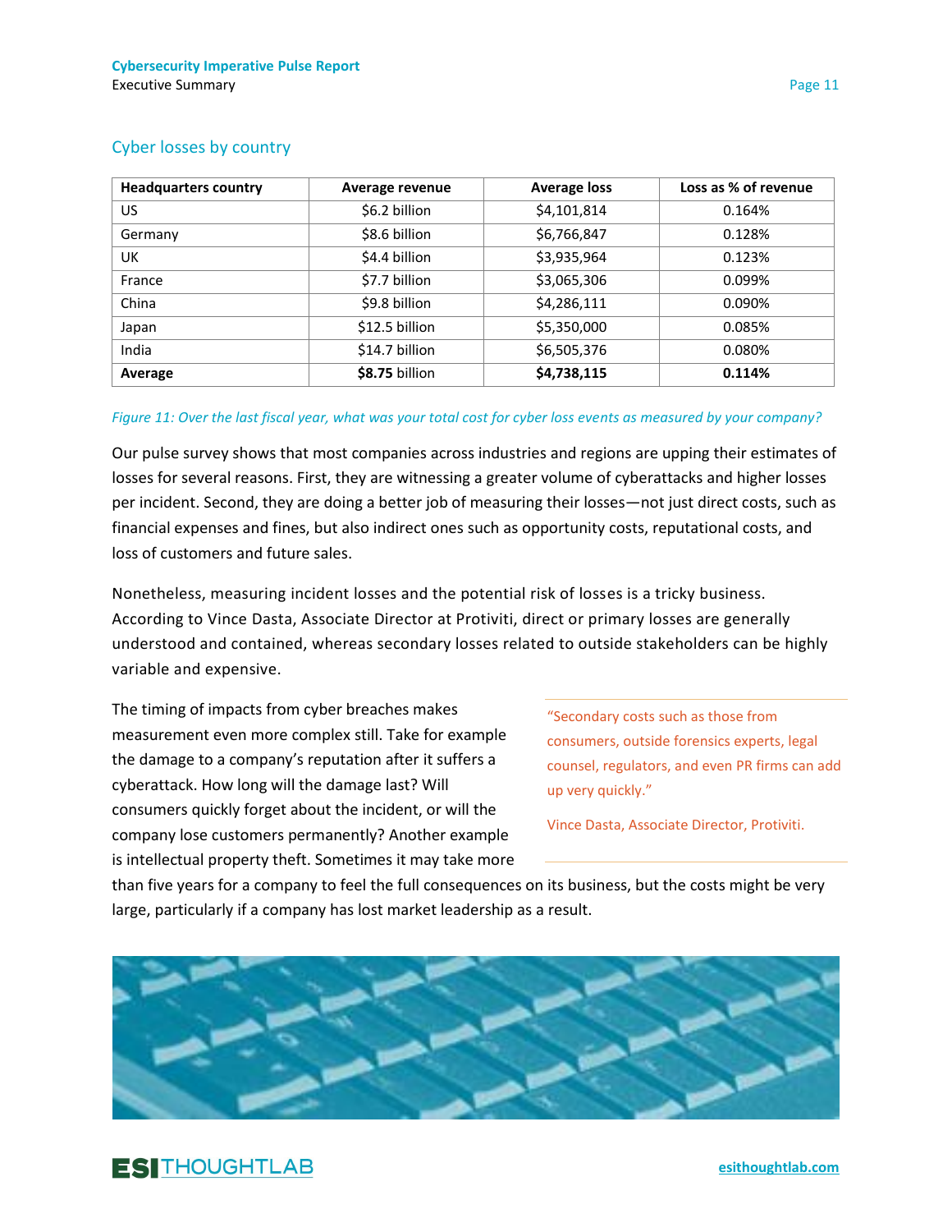## Cyber losses by country

| Headquarters country | Average revenue | Average loss | Loss as % of revenue |
|---|---|---|---|
| US | $6.2 billion | $4,101,814 | 0.164% |
| Germany | $8.6 billion | $6,766,847 | 0.128% |
| UK | $4.4 billion | $3,935,964 | 0.123% |
| France | $7.7 billion | $3,065,306 | 0.099% |
| China | $9.8 billion | $4,286,111 | 0.090% |
| Japan | $12.5 billion | $5,350,000 | 0.085% |
| India | $14.7 billion | $6,505,376 | 0.080% |
| **Average** | **$8.75** billion | **$4,738,115** | **0.114%** |

*Figure 11: Over the last fiscal year, what was your total cost for cyber loss events as measured by your company?*

Our pulse survey shows that most companies across industries and regions are upping their estimates of losses for several reasons. First, they are witnessing a greater volume of cyberattacks and higher losses per incident. Second, they are doing a better job of measuring their losses—not just direct costs, such as financial expenses and fines, but also indirect ones such as opportunity costs, reputational costs, and loss of customers and future sales.

Nonetheless, measuring incident losses and the potential risk of losses is a tricky business. According to Vince Dasta, Associate Director at Protiviti, direct or primary losses are generally understood and contained, whereas secondary losses related to outside stakeholders can be highly variable and expensive.

The timing of impacts from cyber breaches makes measurement even more complex still. Take for example the damage to a company's reputation after it suffers a cyberattack. How long will the damage last? Will consumers quickly forget about the incident, or will the company lose customers permanently? Another example is intellectual property theft. Sometimes it may take more than five years for a company to feel the full consequences on its business, but the costs might be very large, particularly if a company has lost market leadership as a result.

> "Secondary costs such as those from consumers, outside forensics experts, legal counsel, regulators, and even PR firms can add up very quickly."
>
> Vince Dasta, Associate Director, Protiviti.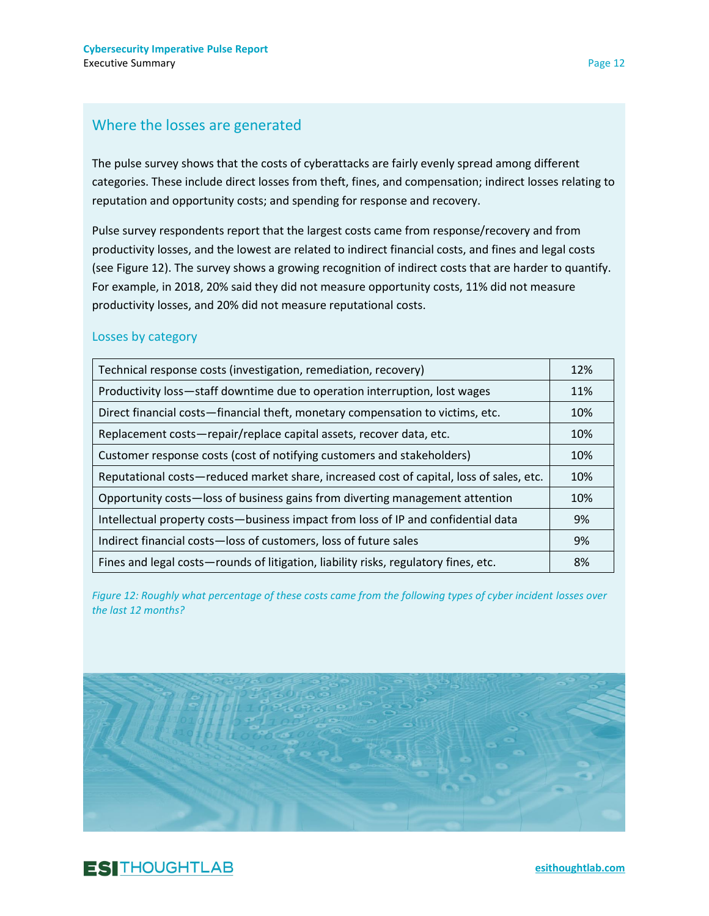## Where the losses are generated

The pulse survey shows that the costs of cyberattacks are fairly evenly spread among different categories. These include direct losses from theft, fines, and compensation; indirect losses relating to reputation and opportunity costs; and spending for response and recovery.

Pulse survey respondents report that the largest costs came from response/recovery and from productivity losses, and the lowest are related to indirect financial costs, and fines and legal costs (see Figure 12). The survey shows a growing recognition of indirect costs that are harder to quantify. For example, in 2018, 20% said they did not measure opportunity costs, 11% did not measure productivity losses, and 20% did not measure reputational costs.

### Losses by category

| Category | % |
|---|---|
| Technical response costs (investigation, remediation, recovery) | 12% |
| Productivity loss—staff downtime due to operation interruption, lost wages | 11% |
| Direct financial costs—financial theft, monetary compensation to victims, etc. | 10% |
| Replacement costs—repair/replace capital assets, recover data, etc. | 10% |
| Customer response costs (cost of notifying customers and stakeholders) | 10% |
| Reputational costs—reduced market share, increased cost of capital, loss of sales, etc. | 10% |
| Opportunity costs—loss of business gains from diverting management attention | 10% |
| Intellectual property costs—business impact from loss of IP and confidential data | 9% |
| Indirect financial costs—loss of customers, loss of future sales | 9% |
| Fines and legal costs—rounds of litigation, liability risks, regulatory fines, etc. | 8% |

*Figure 12: Roughly what percentage of these costs came from the following types of cyber incident losses over the last 12 months?*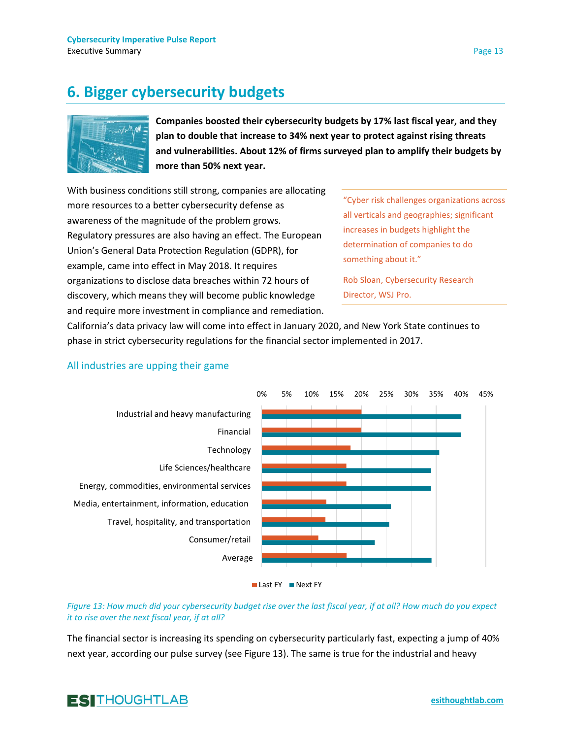# 6. Bigger cybersecurity budgets

**Companies boosted their cybersecurity budgets by 17% last fiscal year, and they plan to double that increase to 34% next year to protect against rising threats and vulnerabilities. About 12% of firms surveyed plan to amplify their budgets by more than 50% next year.**

With business conditions still strong, companies are allocating more resources to a better cybersecurity defense as awareness of the magnitude of the problem grows. Regulatory pressures are also having an effect. The European Union's General Data Protection Regulation (GDPR), for example, came into effect in May 2018. It requires organizations to disclose data breaches within 72 hours of discovery, which means they will become public knowledge and require more investment in compliance and remediation. California's data privacy law will come into effect in January 2020, and New York State continues to phase in strict cybersecurity regulations for the financial sector implemented in 2017.

> "Cyber risk challenges organizations across all verticals and geographies; significant increases in budgets highlight the determination of companies to do something about it."
>
> Rob Sloan, Cybersecurity Research Director, WSJ Pro.

## All industries are upping their game

*Figure 13: How much did your cybersecurity budget rise over the last fiscal year, if at all? How much do you expect it to rise over the next fiscal year, if at all?*

The financial sector is increasing its spending on cybersecurity particularly fast, expecting a jump of 40% next year, according our pulse survey (see Figure 13). The same is true for the industrial and heavy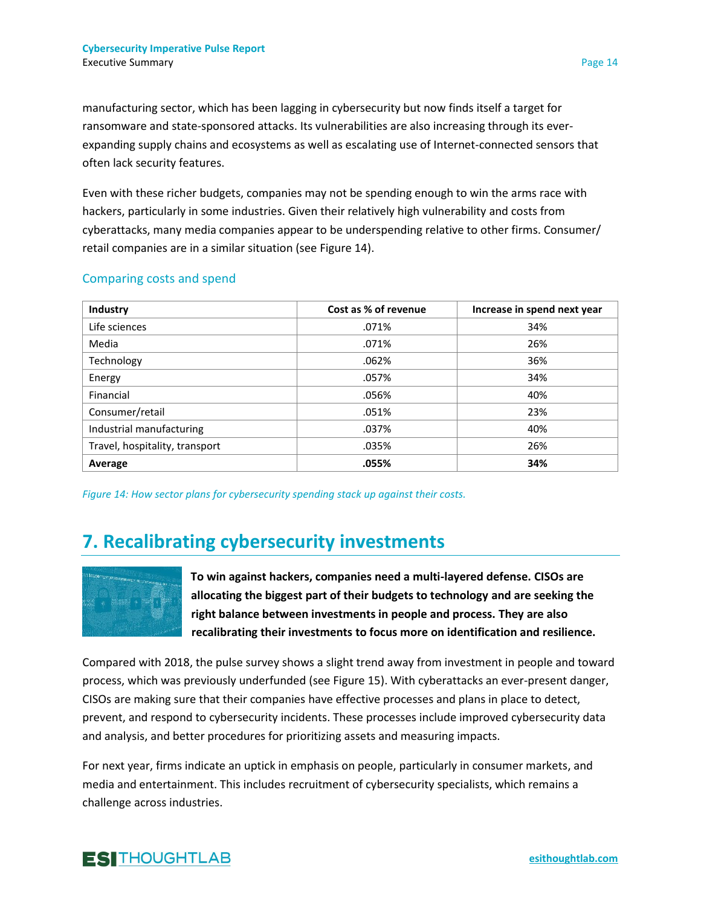manufacturing sector, which has been lagging in cybersecurity but now finds itself a target for ransomware and state-sponsored attacks. Its vulnerabilities are also increasing through its ever-expanding supply chains and ecosystems as well as escalating use of Internet-connected sensors that often lack security features.

Even with these richer budgets, companies may not be spending enough to win the arms race with hackers, particularly in some industries. Given their relatively high vulnerability and costs from cyberattacks, many media companies appear to be underspending relative to other firms. Consumer/retail companies are in a similar situation (see Figure 14).

### Comparing costs and spend

| Industry | Cost as % of revenue | Increase in spend next year |
|---|---|---|
| Life sciences | .071% | 34% |
| Media | .071% | 26% |
| Technology | .062% | 36% |
| Energy | .057% | 34% |
| Financial | .056% | 40% |
| Consumer/retail | .051% | 23% |
| Industrial manufacturing | .037% | 40% |
| Travel, hospitality, transport | .035% | 26% |
| **Average** | **.055%** | **34%** |

*Figure 14: How sector plans for cybersecurity spending stack up against their costs.*

## 7. Recalibrating cybersecurity investments

**To win against hackers, companies need a multi-layered defense. CISOs are allocating the biggest part of their budgets to technology and are seeking the right balance between investments in people and process. They are also recalibrating their investments to focus more on identification and resilience.**

Compared with 2018, the pulse survey shows a slight trend away from investment in people and toward process, which was previously underfunded (see Figure 15). With cyberattacks an ever-present danger, CISOs are making sure that their companies have effective processes and plans in place to detect, prevent, and respond to cybersecurity incidents. These processes include improved cybersecurity data and analysis, and better procedures for prioritizing assets and measuring impacts.

For next year, firms indicate an uptick in emphasis on people, particularly in consumer markets, and media and entertainment. This includes recruitment of cybersecurity specialists, which remains a challenge across industries.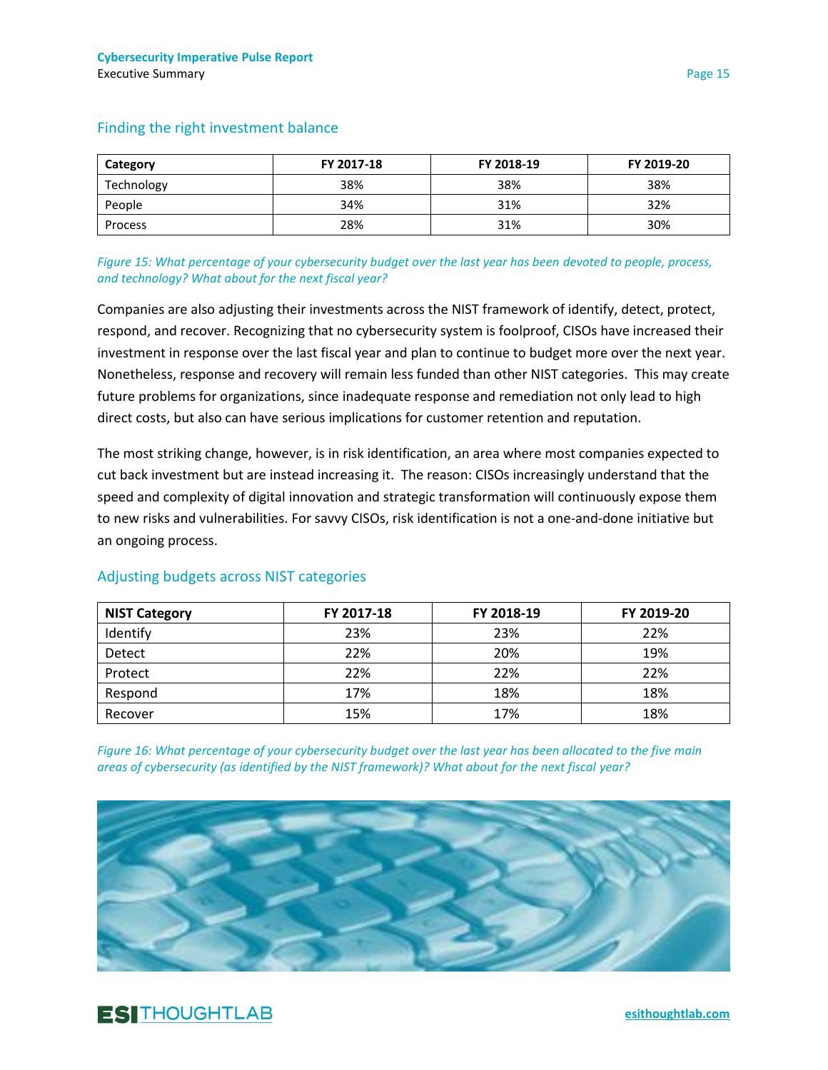### Finding the right investment balance

| Category | FY 2017-18 | FY 2018-19 | FY 2019-20 |
|---|---|---|---|
| Technology | 38% | 38% | 38% |
| People | 34% | 31% | 32% |
| Process | 28% | 31% | 30% |

*Figure 15: What percentage of your cybersecurity budget over the last year has been devoted to people, process, and technology? What about for the next fiscal year?*

Companies are also adjusting their investments across the NIST framework of identify, detect, protect, respond, and recover. Recognizing that no cybersecurity system is foolproof, CISOs have increased their investment in response over the last fiscal year and plan to continue to budget more over the next year. Nonetheless, response and recovery will remain less funded than other NIST categories. This may create future problems for organizations, since inadequate response and remediation not only lead to high direct costs, but also can have serious implications for customer retention and reputation.

The most striking change, however, is in risk identification, an area where most companies expected to cut back investment but are instead increasing it. The reason: CISOs increasingly understand that the speed and complexity of digital innovation and strategic transformation will continuously expose them to new risks and vulnerabilities. For savvy CISOs, risk identification is not a one-and-done initiative but an ongoing process.

### Adjusting budgets across NIST categories

| NIST Category | FY 2017-18 | FY 2018-19 | FY 2019-20 |
|---|---|---|---|
| Identify | 23% | 23% | 22% |
| Detect | 22% | 20% | 19% |
| Protect | 22% | 22% | 22% |
| Respond | 17% | 18% | 18% |
| Recover | 15% | 17% | 18% |

*Figure 16: What percentage of your cybersecurity budget over the last year has been allocated to the five main areas of cybersecurity (as identified by the NIST framework)? What about for the next fiscal year?*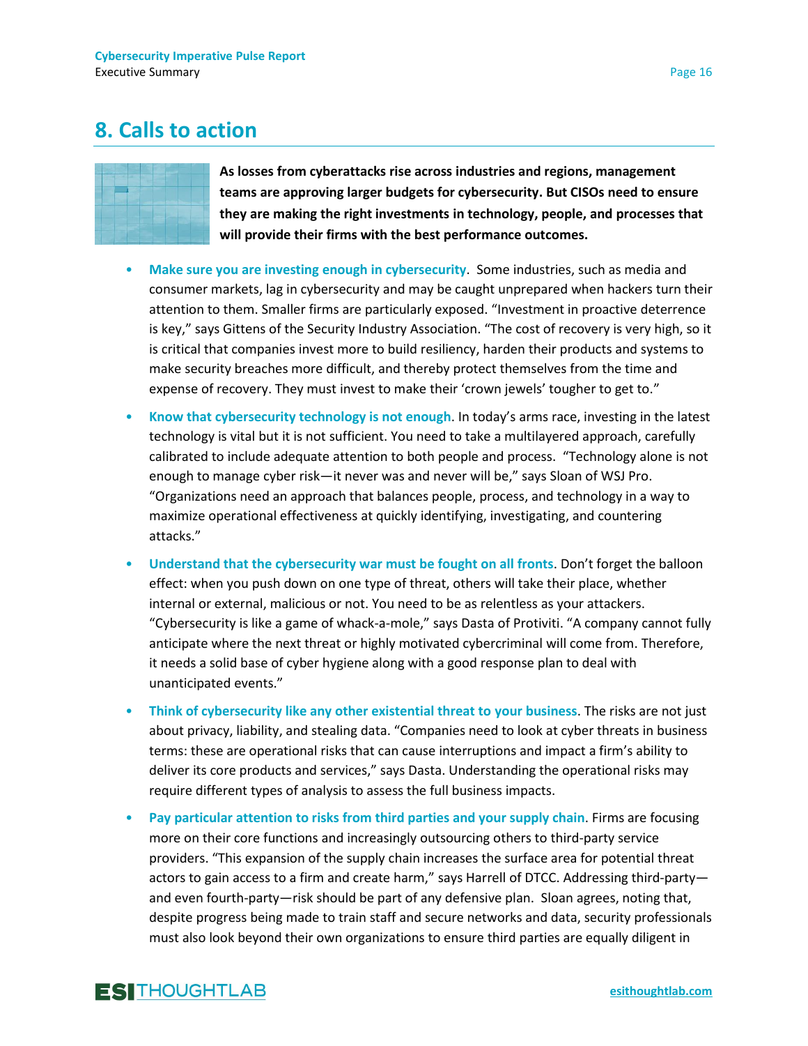## 8. Calls to action

**As losses from cyberattacks rise across industries and regions, management teams are approving larger budgets for cybersecurity. But CISOs need to ensure they are making the right investments in technology, people, and processes that will provide their firms with the best performance outcomes.**

- **Make sure you are investing enough in cybersecurity**. Some industries, such as media and consumer markets, lag in cybersecurity and may be caught unprepared when hackers turn their attention to them. Smaller firms are particularly exposed. "Investment in proactive deterrence is key," says Gittens of the Security Industry Association. "The cost of recovery is very high, so it is critical that companies invest more to build resiliency, harden their products and systems to make security breaches more difficult, and thereby protect themselves from the time and expense of recovery. They must invest to make their 'crown jewels' tougher to get to."
- **Know that cybersecurity technology is not enough**. In today's arms race, investing in the latest technology is vital but it is not sufficient. You need to take a multilayered approach, carefully calibrated to include adequate attention to both people and process. "Technology alone is not enough to manage cyber risk—it never was and never will be," says Sloan of WSJ Pro. "Organizations need an approach that balances people, process, and technology in a way to maximize operational effectiveness at quickly identifying, investigating, and countering attacks."
- **Understand that the cybersecurity war must be fought on all fronts**. Don't forget the balloon effect: when you push down on one type of threat, others will take their place, whether internal or external, malicious or not. You need to be as relentless as your attackers. "Cybersecurity is like a game of whack-a-mole," says Dasta of Protiviti. "A company cannot fully anticipate where the next threat or highly motivated cybercriminal will come from. Therefore, it needs a solid base of cyber hygiene along with a good response plan to deal with unanticipated events."
- **Think of cybersecurity like any other existential threat to your business**. The risks are not just about privacy, liability, and stealing data. "Companies need to look at cyber threats in business terms: these are operational risks that can cause interruptions and impact a firm's ability to deliver its core products and services," says Dasta. Understanding the operational risks may require different types of analysis to assess the full business impacts.
- **Pay particular attention to risks from third parties and your supply chain**. Firms are focusing more on their core functions and increasingly outsourcing others to third-party service providers. "This expansion of the supply chain increases the surface area for potential threat actors to gain access to a firm and create harm," says Harrell of DTCC. Addressing third-party—and even fourth-party—risk should be part of any defensive plan. Sloan agrees, noting that, despite progress being made to train staff and secure networks and data, security professionals must also look beyond their own organizations to ensure third parties are equally diligent in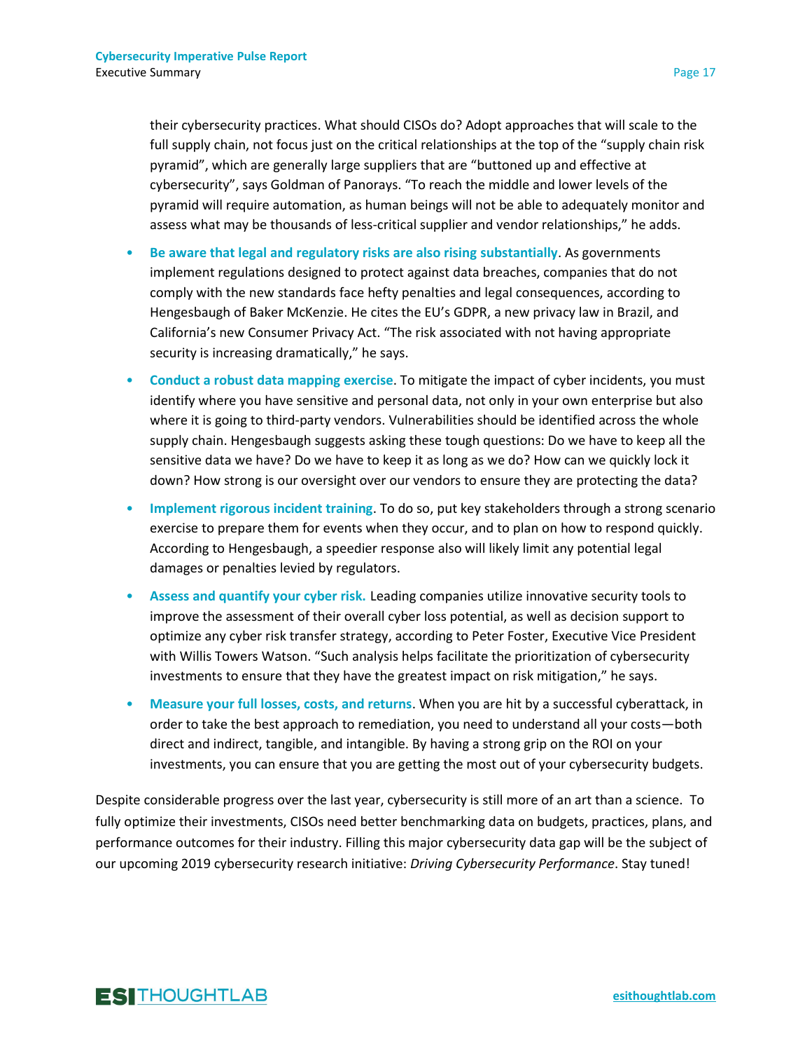their cybersecurity practices. What should CISOs do? Adopt approaches that will scale to the full supply chain, not focus just on the critical relationships at the top of the "supply chain risk pyramid", which are generally large suppliers that are "buttoned up and effective at cybersecurity", says Goldman of Panorays. "To reach the middle and lower levels of the pyramid will require automation, as human beings will not be able to adequately monitor and assess what may be thousands of less-critical supplier and vendor relationships," he adds.

- **Be aware that legal and regulatory risks are also rising substantially**. As governments implement regulations designed to protect against data breaches, companies that do not comply with the new standards face hefty penalties and legal consequences, according to Hengesbaugh of Baker McKenzie. He cites the EU's GDPR, a new privacy law in Brazil, and California's new Consumer Privacy Act. "The risk associated with not having appropriate security is increasing dramatically," he says.
- **Conduct a robust data mapping exercise**. To mitigate the impact of cyber incidents, you must identify where you have sensitive and personal data, not only in your own enterprise but also where it is going to third-party vendors. Vulnerabilities should be identified across the whole supply chain. Hengesbaugh suggests asking these tough questions: Do we have to keep all the sensitive data we have? Do we have to keep it as long as we do? How can we quickly lock it down? How strong is our oversight over our vendors to ensure they are protecting the data?
- **Implement rigorous incident training**. To do so, put key stakeholders through a strong scenario exercise to prepare them for events when they occur, and to plan on how to respond quickly. According to Hengesbaugh, a speedier response also will likely limit any potential legal damages or penalties levied by regulators.
- **Assess and quantify your cyber risk.** Leading companies utilize innovative security tools to improve the assessment of their overall cyber loss potential, as well as decision support to optimize any cyber risk transfer strategy, according to Peter Foster, Executive Vice President with Willis Towers Watson. "Such analysis helps facilitate the prioritization of cybersecurity investments to ensure that they have the greatest impact on risk mitigation," he says.
- **Measure your full losses, costs, and returns**. When you are hit by a successful cyberattack, in order to take the best approach to remediation, you need to understand all your costs—both direct and indirect, tangible, and intangible. By having a strong grip on the ROI on your investments, you can ensure that you are getting the most out of your cybersecurity budgets.

Despite considerable progress over the last year, cybersecurity is still more of an art than a science. To fully optimize their investments, CISOs need better benchmarking data on budgets, practices, plans, and performance outcomes for their industry. Filling this major cybersecurity data gap will be the subject of our upcoming 2019 cybersecurity research initiative: *Driving Cybersecurity Performance*. Stay tuned!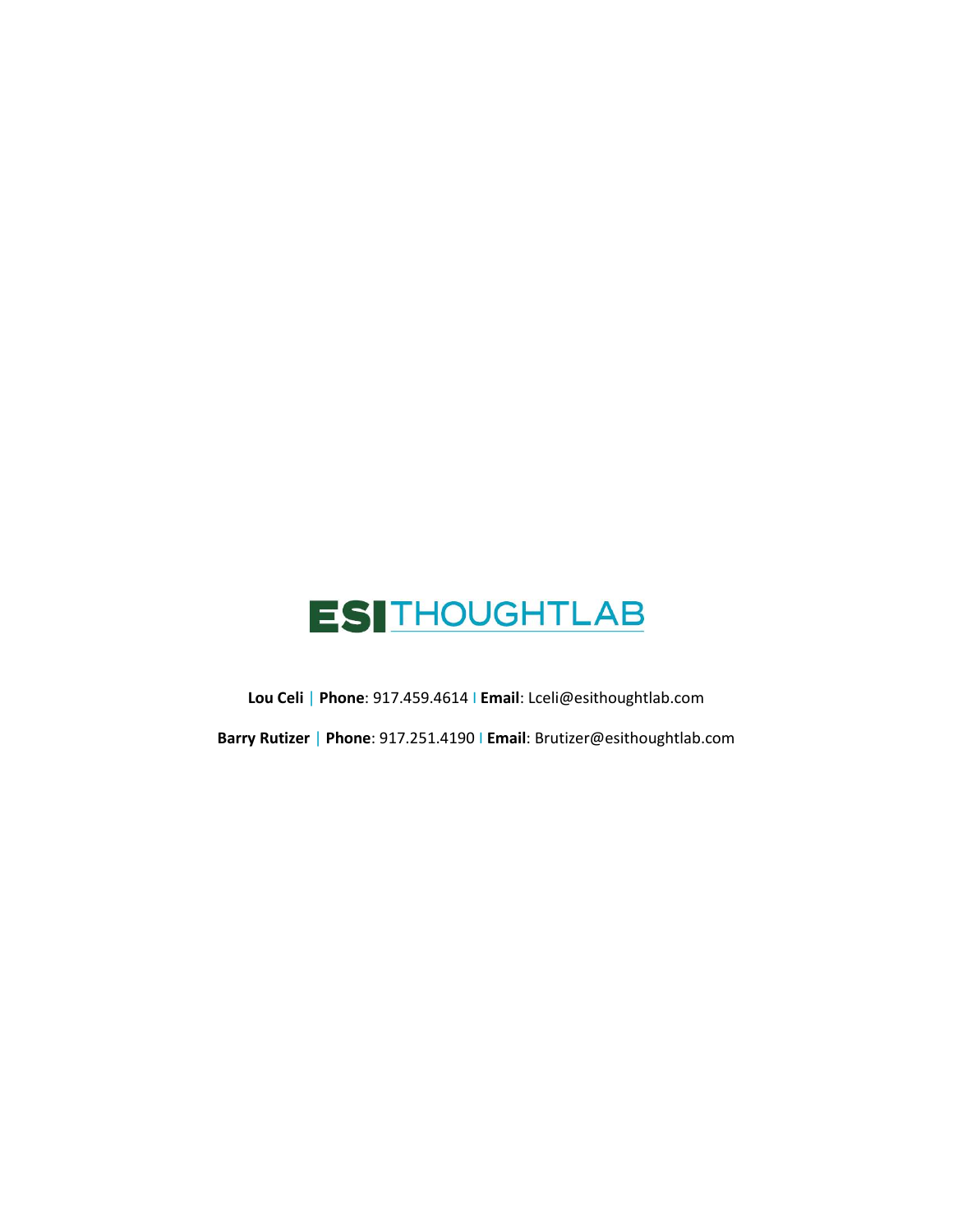ESI THOUGHTLAB

**Lou Celi** | **Phone**: 917.459.4614 | **Email**: Lceli@esithoughtlab.com

**Barry Rutizer** | **Phone**: 917.251.4190 | **Email**: Brutizer@esithoughtlab.com